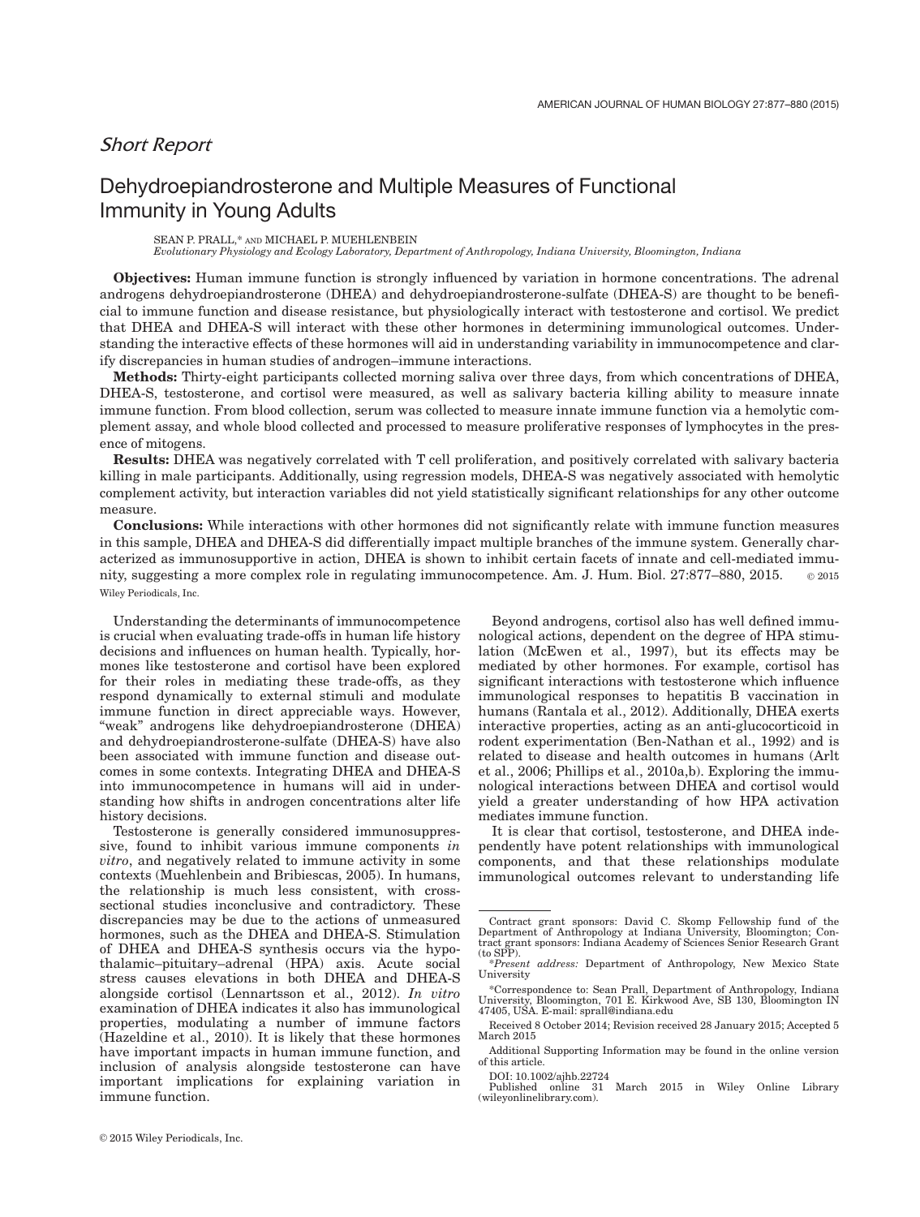*Short Report*

# Dehydroepiandrosterone and Multiple Measures of Functional Immunity in Young Adults

SEAN P. PRALL,* AND MICHAEL P. MUEHLENBEIN

*Evolutionary Physiology and Ecology Laboratory, Department of Anthropology, Indiana University, Bloomington, Indiana*

**Objectives:** Human immune function is strongly influenced by variation in hormone concentrations. The adrenal androgens dehydroepiandrosterone (DHEA) and dehydroepiandrosterone-sulfate (DHEA-S) are thought to be beneficial to immune function and disease resistance, but physiologically interact with testosterone and cortisol. We predict that DHEA and DHEA-S will interact with these other hormones in determining immunological outcomes. Understanding the interactive effects of these hormones will aid in understanding variability in immunocompetence and clarify discrepancies in human studies of androgen–immune interactions.

**Methods:** Thirty-eight participants collected morning saliva over three days, from which concentrations of DHEA, DHEA-S, testosterone, and cortisol were measured, as well as salivary bacteria killing ability to measure innate immune function. From blood collection, serum was collected to measure innate immune function via a hemolytic complement assay, and whole blood collected and processed to measure proliferative responses of lymphocytes in the presence of mitogens.

**Results:** DHEA was negatively correlated with T cell proliferation, and positively correlated with salivary bacteria killing in male participants. Additionally, using regression models, DHEA-S was negatively associated with hemolytic complement activity, but interaction variables did not yield statistically significant relationships for any other outcome measure.

**Conclusions:** While interactions with other hormones did not significantly relate with immune function measures in this sample, DHEA and DHEA-S did differentially impact multiple branches of the immune system. Generally characterized as immunosupportive in action, DHEA is shown to inhibit certain facets of innate and cell-mediated immunity, suggesting a more complex role in regulating immunocompetence. Am. J. Hum. Biol. 27:877–880, 2015. © 2015 Wiley Periodicals, Inc.

Understanding the determinants of immunocompetence is crucial when evaluating trade-offs in human life history decisions and influences on human health. Typically, hormones like testosterone and cortisol have been explored for their roles in mediating these trade-offs, as they respond dynamically to external stimuli and modulate immune function in direct appreciable ways. However, "weak" androgens like dehydroepiandrosterone (DHEA) and dehydroepiandrosterone-sulfate (DHEA-S) have also been associated with immune function and disease outcomes in some contexts. Integrating DHEA and DHEA-S into immunocompetence in humans will aid in understanding how shifts in androgen concentrations alter life history decisions.

Testosterone is generally considered immunosuppressive, found to inhibit various immune components *in vitro*, and negatively related to immune activity in some contexts (Muehlenbein and Bribiescas, 2005). In humans, the relationship is much less consistent, with cross-sectional studies inconclusive and contradictory. These discrepancies may be due to the actions of unmeasured hormones, such as the DHEA and DHEA-S. Stimulation of DHEA and DHEA-S synthesis occurs via the hypothalamic–pituitary–adrenal (HPA) axis. Acute social stress causes elevations in both DHEA and DHEA-S alongside cortisol (Lennartsson et al., 2012). *In vitro* examination of DHEA indicates it also has immunological properties, modulating a number of immune factors (Hazeldine et al., 2010). It is likely that these hormones have important impacts in human immune function, and inclusion of analysis alongside testosterone can have important implications for explaining variation in immune function.

Beyond androgens, cortisol also has well defined immunological actions, dependent on the degree of HPA stimulation (McEwen et al., 1997), but its effects may be mediated by other hormones. For example, cortisol has significant interactions with testosterone which influence immunological responses to hepatitis B vaccination in humans (Rantala et al., 2012). Additionally, DHEA exerts interactive properties, acting as an anti-glucocorticoid in rodent experimentation (Ben-Nathan et al., 1992) and is related to disease and health outcomes in humans (Arlt et al., 2006; Phillips et al., 2010a,b). Exploring the immunological interactions between DHEA and cortisol would yield a greater understanding of how HPA activation mediates immune function.

It is clear that cortisol, testosterone, and DHEA independently have potent relationships with immunological components, and that these relationships modulate immunological outcomes relevant to understanding life

---

Contract grant sponsors: David C. Skomp Fellowship fund of the Department of Anthropology at Indiana University, Bloomington; Contract grant sponsors: Indiana Academy of Sciences Senior Research Grant (to SPP).

*Present address: Department of Anthropology, New Mexico State University

*Correspondence to: Sean Prall, Department of Anthropology, Indiana University, Bloomington, 701 E. Kirkwood Ave, SB 130, Bloomington IN 47405, USA. E-mail: sprall@indiana.edu

Received 8 October 2014; Revision received 28 January 2015; Accepted 5 March 2015

Additional Supporting Information may be found in the online version of this article.

DOI: 10.1002/ajhb.22724

Published online 31 March 2015 in Wiley Online Library (wileyonlinelibrary.com).

© 2015 Wiley Periodicals, Inc.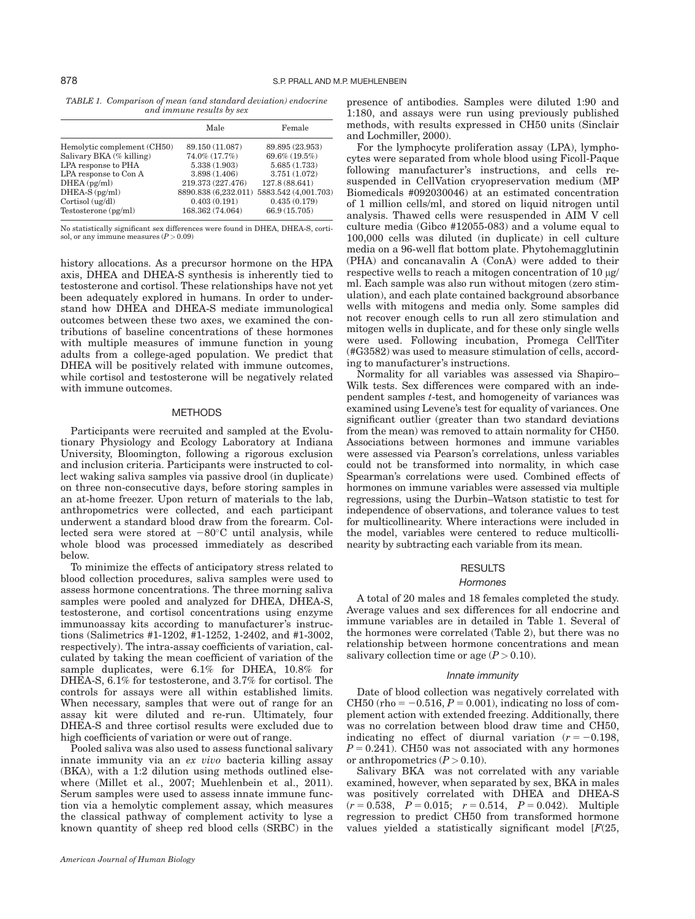*TABLE 1. Comparison of mean (and standard deviation) endocrine and immune results by sex*

| | Male | Female |
|---|---|---|
| Hemolytic complement (CH50) | 89.150 (11.087) | 89.895 (23.953) |
| Salivary BKA (% killing) | 74.0% (17.7%) | 69.6% (19.5%) |
| LPA response to PHA | 5.338 (1.903) | 5.685 (1.733) |
| LPA response to Con A | 3.898 (1.406) | 3.751 (1.072) |
| DHEA (pg/ml) | 219.373 (227.476) | 127.8 (88.641) |
| DHEA-S (pg/ml) | 8890.838 (6,232.011) | 5883.542 (4,001.703) |
| Cortisol (ug/dl) | 0.403 (0.191) | 0.435 (0.179) |
| Testosterone (pg/ml) | 168.362 (74.064) | 66.9 (15.705) |

No statistically significant sex differences were found in DHEA, DHEA-S, cortisol, or any immune measures ($P > 0.09$)

history allocations. As a precursor hormone on the HPA axis, DHEA and DHEA-S synthesis is inherently tied to testosterone and cortisol. These relationships have not yet been adequately explored in humans. In order to understand how DHEA and DHEA-S mediate immunological outcomes between these two axes, we examined the contributions of baseline concentrations of these hormones with multiple measures of immune function in young adults from a college-aged population. We predict that DHEA will be positively related with immune outcomes, while cortisol and testosterone will be negatively related with immune outcomes.

## METHODS

Participants were recruited and sampled at the Evolutionary Physiology and Ecology Laboratory at Indiana University, Bloomington, following a rigorous exclusion and inclusion criteria. Participants were instructed to collect waking saliva samples via passive drool (in duplicate) on three non-consecutive days, before storing samples in an at-home freezer. Upon return of materials to the lab, anthropometrics were collected, and each participant underwent a standard blood draw from the forearm. Collected sera were stored at $-80°C$ until analysis, while whole blood was processed immediately as described below.

To minimize the effects of anticipatory stress related to blood collection procedures, saliva samples were used to assess hormone concentrations. The three morning saliva samples were pooled and analyzed for DHEA, DHEA-S, testosterone, and cortisol concentrations using enzyme immunoassay kits according to manufacturer's instructions (Salimetrics #1-1202, #1-1252, 1-2402, and #1-3002, respectively). The intra-assay coefficients of variation, calculated by taking the mean coefficient of variation of the sample duplicates, were 6.1% for DHEA, 10.8% for DHEA-S, 6.1% for testosterone, and 3.7% for cortisol. The controls for assays were all within established limits. When necessary, samples that were out of range for an assay kit were diluted and re-run. Ultimately, four DHEA-S and three cortisol results were excluded due to high coefficients of variation or were out of range.

Pooled saliva was also used to assess functional salivary innate immunity via an *ex vivo* bacteria killing assay (BKA), with a 1:2 dilution using methods outlined elsewhere (Millet et al., 2007; Muehlenbein et al., 2011). Serum samples were used to assess innate immune function via a hemolytic complement assay, which measures the classical pathway of complement activity to lyse a known quantity of sheep red blood cells (SRBC) in the presence of antibodies. Samples were diluted 1:90 and 1:180, and assays were run using previously published methods, with results expressed in CH50 units (Sinclair and Lochmiller, 2000).

For the lymphocyte proliferation assay (LPA), lymphocytes were separated from whole blood using Ficoll-Paque following manufacturer's instructions, and cells resuspended in CellVation cryopreservation medium (MP Biomedicals #092030046) at an estimated concentration of 1 million cells/ml, and stored on liquid nitrogen until analysis. Thawed cells were resuspended in AIM V cell culture media (Gibco #12055-083) and a volume equal to 100,000 cells was diluted (in duplicate) in cell culture media on a 96-well flat bottom plate. Phytohemagglutinin (PHA) and concanavalin A (ConA) were added to their respective wells to reach a mitogen concentration of 10 μg/ml. Each sample was also run without mitogen (zero stimulation), and each plate contained background absorbance wells with mitogens and media only. Some samples did not recover enough cells to run all zero stimulation and mitogen wells in duplicate, and for these only single wells were used. Following incubation, Promega CellTiter (#G3582) was used to measure stimulation of cells, according to manufacturer's instructions.

Normality for all variables was assessed via Shapiro–Wilk tests. Sex differences were compared with an independent samples *t*-test, and homogeneity of variances was examined using Levene's test for equality of variances. One significant outlier (greater than two standard deviations from the mean) was removed to attain normality for CH50. Associations between hormones and immune variables were assessed via Pearson's correlations, unless variables could not be transformed into normality, in which case Spearman's correlations were used. Combined effects of hormones on immune variables were assessed via multiple regressions, using the Durbin–Watson statistic to test for independence of observations, and tolerance values to test for multicollinearity. Where interactions were included in the model, variables were centered to reduce multicollinearity by subtracting each variable from its mean.

## RESULTS

### Hormones

A total of 20 males and 18 females completed the study. Average values and sex differences for all endocrine and immune variables are in detailed in Table 1. Several of the hormones were correlated (Table 2), but there was no relationship between hormone concentrations and mean salivary collection time or age ($P > 0.10$).

### Innate immunity

Date of blood collection was negatively correlated with CH50 ($\rho = -0.516$, $P = 0.001$), indicating no loss of complement action with extended freezing. Additionally, there was no correlation between blood draw time and CH50, indicating no effect of diurnal variation ($r = -0.198$, $P = 0.241$). CH50 was not associated with any hormones or anthropometrics ($P > 0.10$).

Salivary BKA was not correlated with any variable examined, however, when separated by sex, BKA in males was positively correlated with DHEA and DHEA-S ($r = 0.538$, $P = 0.015$; $r = 0.514$, $P = 0.042$). Multiple regression to predict CH50 from transformed hormone values yielded a statistically significant model [$F$(25,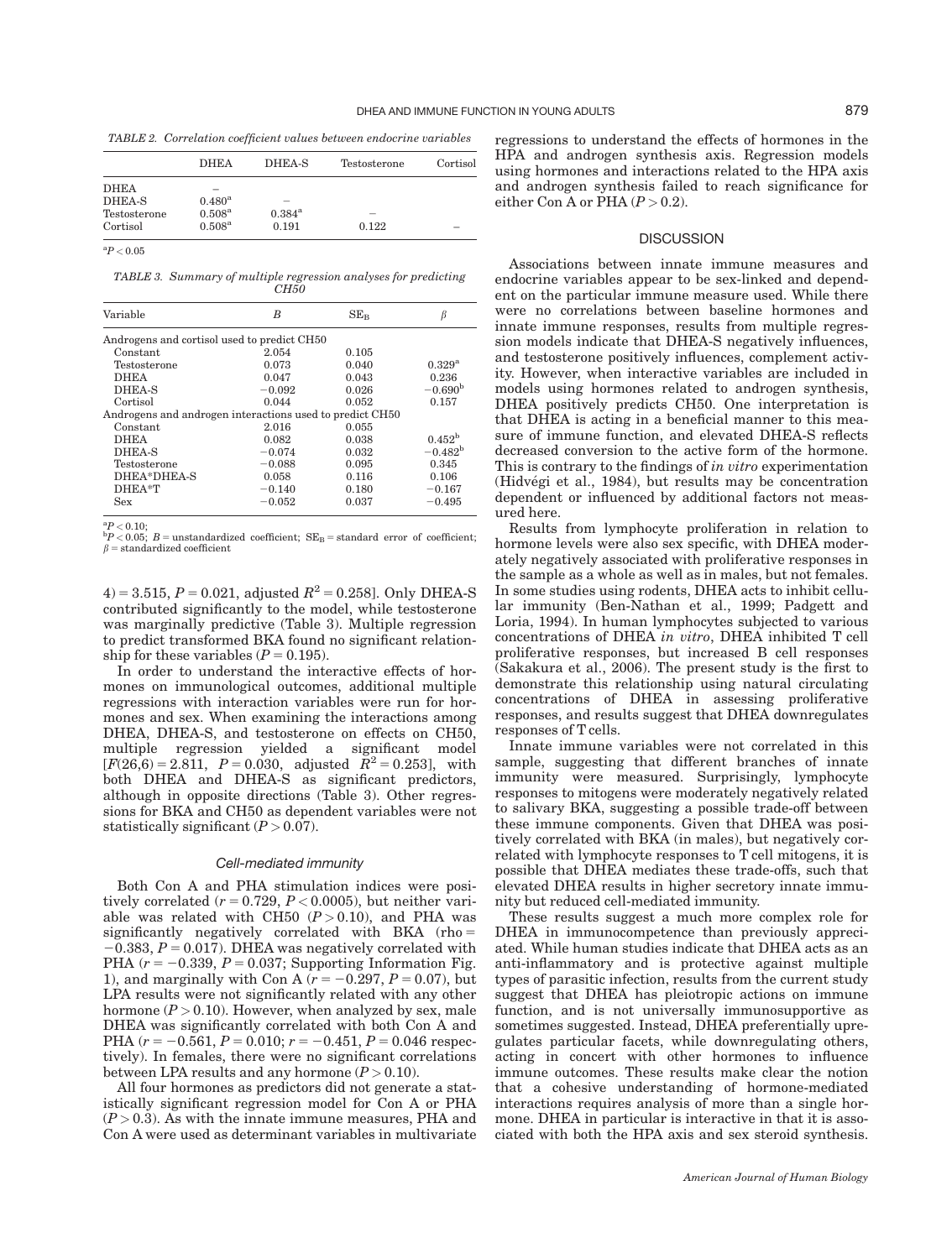*TABLE 2. Correlation coefficient values between endocrine variables*

| | DHEA | DHEA-S | Testosterone | Cortisol |
|---|---|---|---|---|
| DHEA | – | | | |
| DHEA-S | 0.480[a] | – | | |
| Testosterone | 0.508[a] | 0.384[a] | – | |
| Cortisol | 0.508[a] | 0.191 | 0.122 | – |

[a]$P < 0.05$

*TABLE 3. Summary of multiple regression analyses for predicting CH50*

| Variable | $B$ | $SE_B$ | $\beta$ |
|---|---|---|---|
| Androgens and cortisol used to predict CH50 | | | |
| Constant | 2.054 | 0.105 | |
| Testosterone | 0.073 | 0.040 | 0.329[a] |
| DHEA | 0.047 | 0.043 | 0.236 |
| DHEA-S | −0.092 | 0.026 | −0.690[b] |
| Cortisol | 0.044 | 0.052 | 0.157 |
| Androgens and androgen interactions used to predict CH50 | | | |
| Constant | 2.016 | 0.055 | |
| DHEA | 0.082 | 0.038 | 0.452[b] |
| DHEA-S | −0.074 | 0.032 | −0.482[b] |
| Testosterone | −0.088 | 0.095 | 0.345 |
| DHEA*DHEA-S | 0.058 | 0.116 | 0.106 |
| DHEA*T | −0.140 | 0.180 | −0.167 |
| Sex | −0.052 | 0.037 | −0.495 |

[a]$P < 0.10$;
[b]$P < 0.05$; $B$ = unstandardized coefficient; $SE_B$ = standard error of coefficient; $\beta$ = standardized coefficient

4) = 3.515, $P = 0.021$, adjusted $R^2 = 0.258$]. Only DHEA-S contributed significantly to the model, while testosterone was marginally predictive (Table 3). Multiple regression to predict transformed BKA found no significant relationship for these variables ($P = 0.195$).

In order to understand the interactive effects of hormones on immunological outcomes, additional multiple regressions with interaction variables were run for hormones and sex. When examining the interactions among DHEA, DHEA-S, and testosterone on effects on CH50, multiple regression yielded a significant model [$F(26,6) = 2.811$, $P = 0.030$, adjusted $R^2 = 0.253$], with both DHEA and DHEA-S as significant predictors, although in opposite directions (Table 3). Other regressions for BKA and CH50 as dependent variables were not statistically significant ($P > 0.07$).

### *Cell-mediated immunity*

Both Con A and PHA stimulation indices were positively correlated ($r = 0.729$, $P < 0.0005$), but neither variable was related with CH50 ($P > 0.10$), and PHA was significantly negatively correlated with BKA (rho = −0.383, $P = 0.017$). DHEA was negatively correlated with PHA ($r = -0.339$, $P = 0.037$; Supporting Information Fig. 1), and marginally with Con A ($r = -0.297$, $P = 0.07$), but LPA results were not significantly related with any other hormone ($P > 0.10$). However, when analyzed by sex, male DHEA was significantly correlated with both Con A and PHA ($r = -0.561$, $P = 0.010$; $r = -0.451$, $P = 0.046$ respectively). In females, there were no significant correlations between LPA results and any hormone ($P > 0.10$).

All four hormones as predictors did not generate a statistically significant regression model for Con A or PHA ($P > 0.3$). As with the innate immune measures, PHA and Con A were used as determinant variables in multivariate regressions to understand the effects of hormones in the HPA and androgen synthesis axis. Regression models using hormones and interactions related to the HPA axis and androgen synthesis failed to reach significance for either Con A or PHA ($P > 0.2$).

## DISCUSSION

Associations between innate immune measures and endocrine variables appear to be sex-linked and dependent on the particular immune measure used. While there were no correlations between baseline hormones and innate immune responses, results from multiple regression models indicate that DHEA-S negatively influences, and testosterone positively influences, complement activity. However, when interactive variables are included in models using hormones related to androgen synthesis, DHEA positively predicts CH50. One interpretation is that DHEA is acting in a beneficial manner to this measure of immune function, and elevated DHEA-S reflects decreased conversion to the active form of the hormone. This is contrary to the findings of *in vitro* experimentation (Hidvégi et al., 1984), but results may be concentration dependent or influenced by additional factors not measured here.

Results from lymphocyte proliferation in relation to hormone levels were also sex specific, with DHEA moderately negatively associated with proliferative responses in the sample as a whole as well as in males, but not females. In some studies using rodents, DHEA acts to inhibit cellular immunity (Ben-Nathan et al., 1999; Padgett and Loria, 1994). In human lymphocytes subjected to various concentrations of DHEA *in vitro*, DHEA inhibited T cell proliferative responses, but increased B cell responses (Sakakura et al., 2006). The present study is the first to demonstrate this relationship using natural circulating concentrations of DHEA in assessing proliferative responses, and results suggest that DHEA downregulates responses of T cells.

Innate immune variables were not correlated in this sample, suggesting that different branches of innate immunity were measured. Surprisingly, lymphocyte responses to mitogens were moderately negatively related to salivary BKA, suggesting a possible trade-off between these immune components. Given that DHEA was positively correlated with BKA (in males), but negatively correlated with lymphocyte responses to T cell mitogens, it is possible that DHEA mediates these trade-offs, such that elevated DHEA results in higher secretory innate immunity but reduced cell-mediated immunity.

These results suggest a much more complex role for DHEA in immunocompetence than previously appreciated. While human studies indicate that DHEA acts as an anti-inflammatory and is protective against multiple types of parasitic infection, results from the current study suggest that DHEA has pleiotropic actions on immune function, and is not universally immunosupportive as sometimes suggested. Instead, DHEA preferentially upregulates particular facets, while downregulating others, acting in concert with other hormones to influence immune outcomes. These results make clear the notion that a cohesive understanding of hormone-mediated interactions requires analysis of more than a single hormone. DHEA in particular is interactive in that it is associated with both the HPA axis and sex steroid synthesis.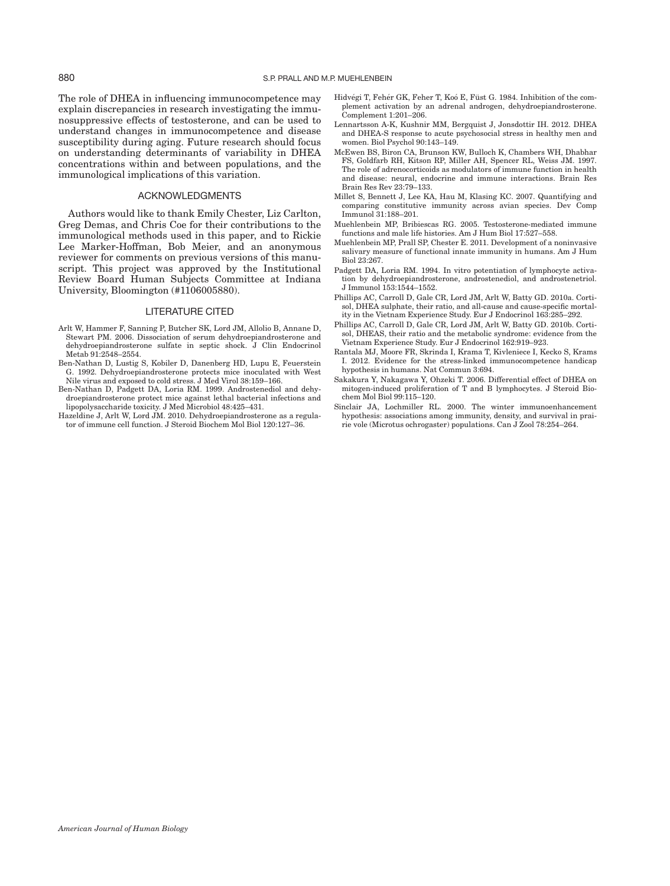The role of DHEA in influencing immunocompetence may explain discrepancies in research investigating the immunosuppressive effects of testosterone, and can be used to understand changes in immunocompetence and disease susceptibility during aging. Future research should focus on understanding determinants of variability in DHEA concentrations within and between populations, and the immunological implications of this variation.

## ACKNOWLEDGMENTS

Authors would like to thank Emily Chester, Liz Carlton, Greg Demas, and Chris Coe for their contributions to the immunological methods used in this paper, and to Rickie Lee Marker-Hoffman, Bob Meier, and an anonymous reviewer for comments on previous versions of this manuscript. This project was approved by the Institutional Review Board Human Subjects Committee at Indiana University, Bloomington (#1106005880).

## LITERATURE CITED

Arlt W, Hammer F, Sanning P, Butcher SK, Lord JM, Allolio B, Annane D, Stewart PM. 2006. Dissociation of serum dehydroepiandrosterone and dehydroepiandrosterone sulfate in septic shock. J Clin Endocrinol Metab 91:2548–2554.

Ben-Nathan D, Lustig S, Kobiler D, Danenberg HD, Lupu E, Feuerstein G. 1992. Dehydroepiandrosterone protects mice inoculated with West Nile virus and exposed to cold stress. J Med Virol 38:159–166.

Ben-Nathan D, Padgett DA, Loria RM. 1999. Androstenediol and dehydroepiandrosterone protect mice against lethal bacterial infections and lipopolysaccharide toxicity. J Med Microbiol 48:425–431.

Hazeldine J, Arlt W, Lord JM. 2010. Dehydroepiandrosterone as a regulator of immune cell function. J Steroid Biochem Mol Biol 120:127–36.

Hidvégi T, Fehér GK, Feher T, Koó E, Füst G. 1984. Inhibition of the complement activation by an adrenal androgen, dehydroepiandrosterone. Complement 1:201–206.

Lennartsson A-K, Kushnir MM, Bergquist J, Jonsdottir IH. 2012. DHEA and DHEA-S response to acute psychosocial stress in healthy men and women. Biol Psychol 90:143–149.

McEwen BS, Biron CA, Brunson KW, Bulloch K, Chambers WH, Dhabhar FS, Goldfarb RH, Kitson RP, Miller AH, Spencer RL, Weiss JM. 1997. The role of adrenocorticoids as modulators of immune function in health and disease: neural, endocrine and immune interactions. Brain Res Brain Res Rev 23:79–133.

Millet S, Bennett J, Lee KA, Hau M, Klasing KC. 2007. Quantifying and comparing constitutive immunity across avian species. Dev Comp Immunol 31:188–201.

Muehlenbein MP, Bribiescas RG. 2005. Testosterone-mediated immune functions and male life histories. Am J Hum Biol 17:527–558.

Muehlenbein MP, Prall SP, Chester E. 2011. Development of a noninvasive salivary measure of functional innate immunity in humans. Am J Hum Biol 23:267.

Padgett DA, Loria RM. 1994. In vitro potentiation of lymphocyte activation by dehydroepiandrosterone, androstenediol, and androstenetriol. J Immunol 153:1544–1552.

Phillips AC, Carroll D, Gale CR, Lord JM, Arlt W, Batty GD. 2010a. Cortisol, DHEA sulphate, their ratio, and all-cause and cause-specific mortality in the Vietnam Experience Study. Eur J Endocrinol 163:285–292.

Phillips AC, Carroll D, Gale CR, Lord JM, Arlt W, Batty GD. 2010b. Cortisol, DHEAS, their ratio and the metabolic syndrome: evidence from the Vietnam Experience Study. Eur J Endocrinol 162:919–923.

Rantala MJ, Moore FR, Skrinda I, Krama T, Kivleniece I, Kecko S, Krams I. 2012. Evidence for the stress-linked immunocompetence handicap hypothesis in humans. Nat Commun 3:694.

Sakakura Y, Nakagawa Y, Ohzeki T. 2006. Differential effect of DHEA on mitogen-induced proliferation of T and B lymphocytes. J Steroid Biochem Mol Biol 99:115–120.

Sinclair JA, Lochmiller RL. 2000. The winter immunoenhancement hypothesis: associations among immunity, density, and survival in prairie vole (Microtus ochrogaster) populations. Can J Zool 78:254–264.